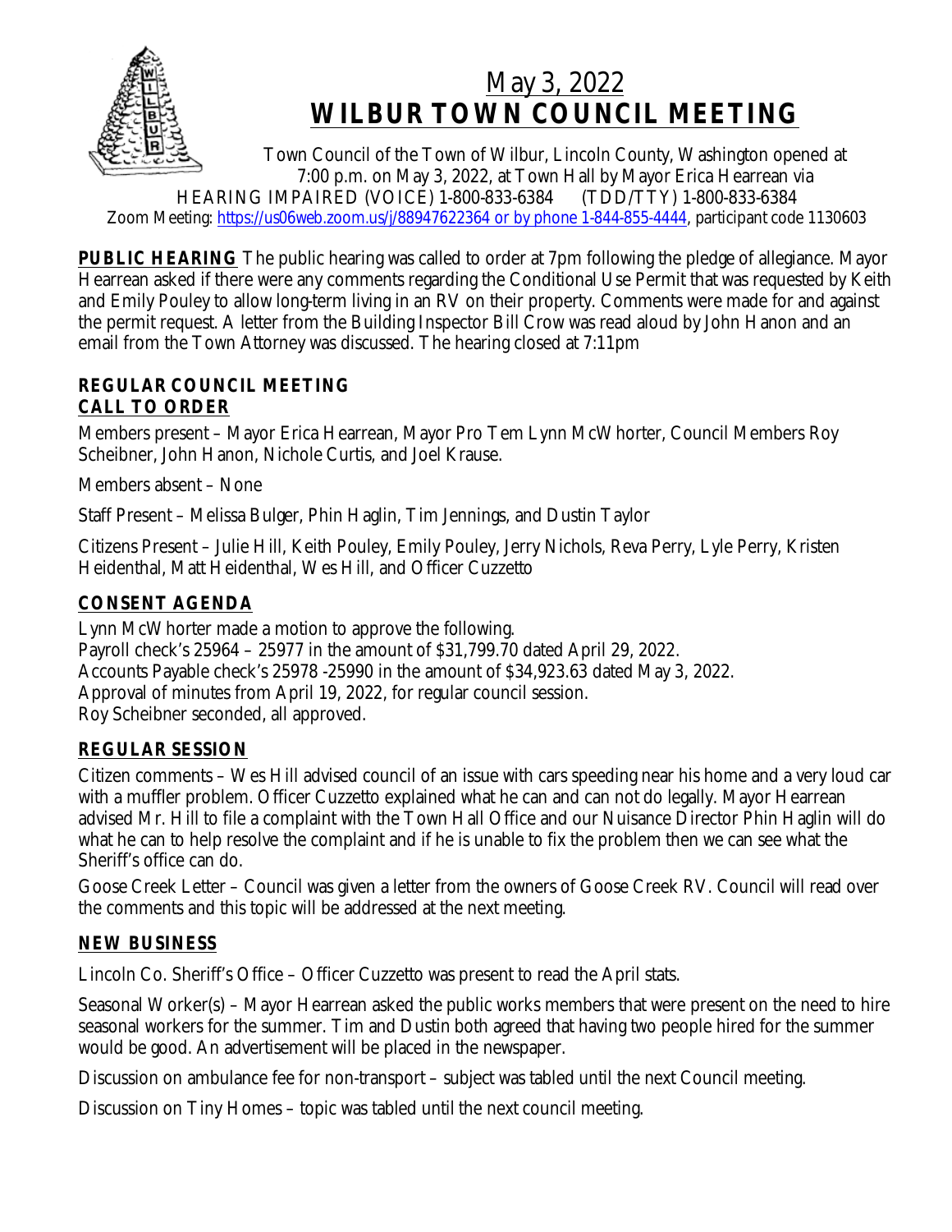# May 3, 2022
# WILBUR TOWN COUNCIL MEETING

Town Council of the Town of Wilbur, Lincoln County, Washington opened at 7:00 p.m. on May 3, 2022, at Town Hall by Mayor Erica Hearrean via HEARING IMPAIRED (VOICE) 1-800-833-6384 (TDD/TTY) 1-800-833-6384
Zoom Meeting: https://us06web.zoom.us/j/88947622364 or by phone 1-844-855-4444, participant code 1130603

**PUBLIC HEARING** The public hearing was called to order at 7pm following the pledge of allegiance. Mayor Hearrean asked if there were any comments regarding the Conditional Use Permit that was requested by Keith and Emily Pouley to allow long-term living in an RV on their property. Comments were made for and against the permit request. A letter from the Building Inspector Bill Crow was read aloud by John Hanon and an email from the Town Attorney was discussed. The hearing closed at 7:11pm

**REGULAR COUNCIL MEETING**
**CALL TO ORDER**

Members present – Mayor Erica Hearrean, Mayor Pro Tem Lynn McWhorter, Council Members Roy Scheibner, John Hanon, Nichole Curtis, and Joel Krause.

Members absent – None

Staff Present – Melissa Bulger, Phin Haglin, Tim Jennings, and Dustin Taylor

Citizens Present – Julie Hill, Keith Pouley, Emily Pouley, Jerry Nichols, Reva Perry, Lyle Perry, Kristen Heidenthal, Matt Heidenthal, Wes Hill, and Officer Cuzzetto

**CONSENT AGENDA**

Lynn McWhorter made a motion to approve the following.
Payroll check's 25964 – 25977 in the amount of $31,799.70 dated April 29, 2022.
Accounts Payable check's 25978 -25990 in the amount of $34,923.63 dated May 3, 2022.
Approval of minutes from April 19, 2022, for regular council session.
Roy Scheibner seconded, all approved.

**REGULAR SESSION**

Citizen comments – Wes Hill advised council of an issue with cars speeding near his home and a very loud car with a muffler problem. Officer Cuzzetto explained what he can and can not do legally. Mayor Hearrean advised Mr. Hill to file a complaint with the Town Hall Office and our Nuisance Director Phin Haglin will do what he can to help resolve the complaint and if he is unable to fix the problem then we can see what the Sheriff's office can do.

Goose Creek Letter – Council was given a letter from the owners of Goose Creek RV. Council will read over the comments and this topic will be addressed at the next meeting.

**NEW BUSINESS**

Lincoln Co. Sheriff's Office – Officer Cuzzetto was present to read the April stats.

Seasonal Worker(s) – Mayor Hearrean asked the public works members that were present on the need to hire seasonal workers for the summer. Tim and Dustin both agreed that having two people hired for the summer would be good. An advertisement will be placed in the newspaper.

Discussion on ambulance fee for non-transport – subject was tabled until the next Council meeting.

Discussion on Tiny Homes – topic was tabled until the next council meeting.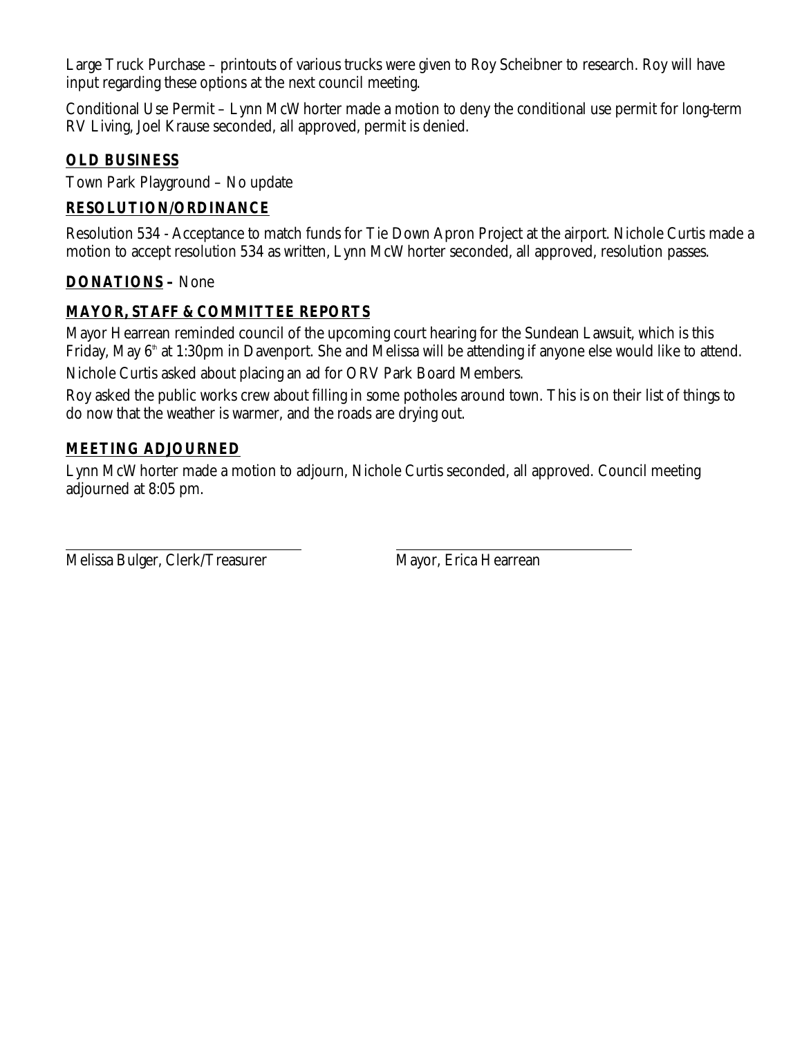Large Truck Purchase – printouts of various trucks were given to Roy Scheibner to research. Roy will have input regarding these options at the next council meeting.

Conditional Use Permit – Lynn McWhorter made a motion to deny the conditional use permit for long-term RV Living, Joel Krause seconded, all approved, permit is denied.

**OLD BUSINESS**

Town Park Playground – No update

**RESOLUTION/ORDINANCE**

Resolution 534 - Acceptance to match funds for Tie Down Apron Project at the airport. Nichole Curtis made a motion to accept resolution 534 as written, Lynn McWhorter seconded, all approved, resolution passes.

**DONATIONS –** None

**MAYOR, STAFF & COMMITTEE REPORTS**

Mayor Hearrean reminded council of the upcoming court hearing for the Sundean Lawsuit, which is this Friday, May 6th at 1:30pm in Davenport. She and Melissa will be attending if anyone else would like to attend.

Nichole Curtis asked about placing an ad for ORV Park Board Members.

Roy asked the public works crew about filling in some potholes around town. This is on their list of things to do now that the weather is warmer, and the roads are drying out.

**MEETING ADJOURNED**

Lynn McWhorter made a motion to adjourn, Nichole Curtis seconded, all approved. Council meeting adjourned at 8:05 pm.

Melissa Bulger, Clerk/Treasurer

Mayor, Erica Hearrean